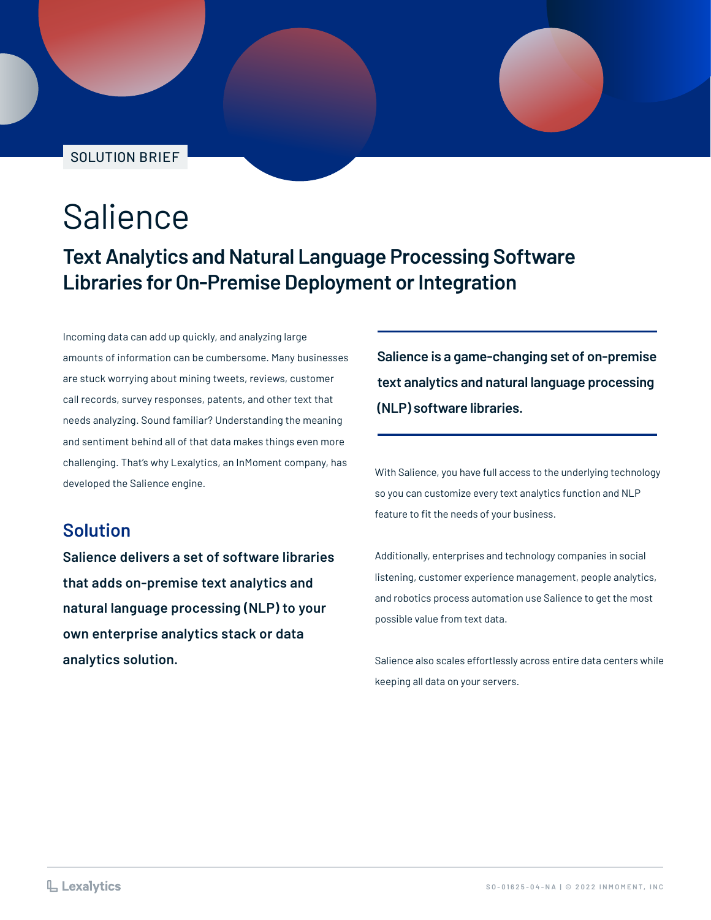SOLUTION BRIEF

# Salience

## Text Analytics and Natural Language Processing Software Libraries for On-Premise Deployment or Integration

Incoming data can add up quickly, and analyzing large amounts of information can be cumbersome. Many businesses are stuck worrying about mining tweets, reviews, customer call records, survey responses, patents, and other text that needs analyzing. Sound familiar? Understanding the meaning and sentiment behind all of that data makes things even more challenging. That's why Lexalytics, an InMoment company, has developed the Salience engine.

### Solution

**Salience delivers a set of software libraries that adds on-premise text analytics and natural language processing (NLP) to your own enterprise analytics stack or data analytics solution.**

**Salience is a game-changing set of on-premise text analytics and natural language processing (NLP) software libraries.**

With Salience, you have full access to the underlying technology so you can customize every text analytics function and NLP feature to fit the needs of your business.

Additionally, enterprises and technology companies in social listening, customer experience management, people analytics, and robotics process automation use Salience to get the most possible value from text data.

Salience also scales effortlessly across entire data centers while keeping all data on your servers.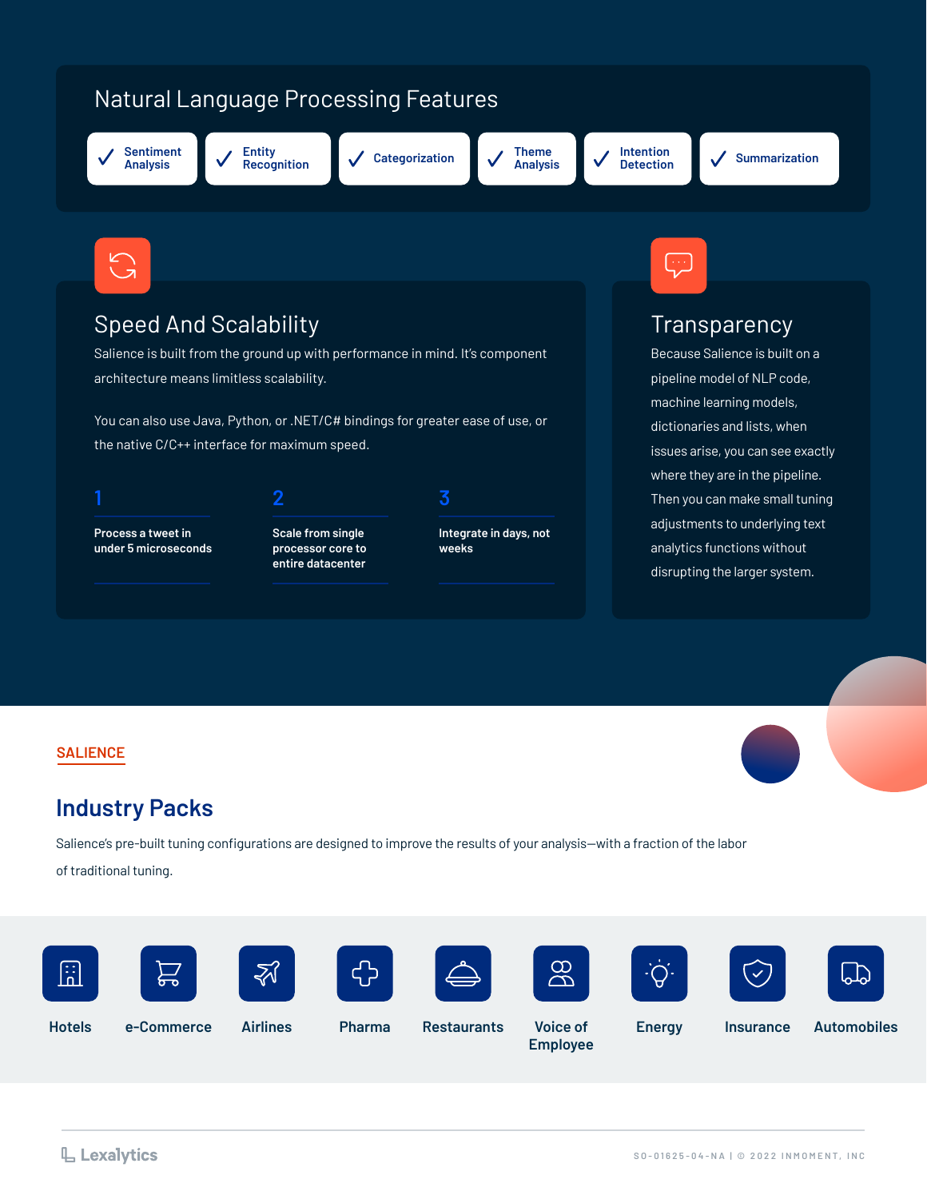## Natural Language Processing Features

- Sentiment Analysis
- Entity Recognition
- Categorization
- Theme Analysis
- Intention Detection
- Summarization

## Speed And Scalability

Salience is built from the ground up with performance in mind. It's component architecture means limitless scalability.

You can also use Java, Python, or .NET/C# bindings for greater ease of use, or the native C/C++ interface for maximum speed.

1

**Process a tweet in under 5 microseconds**

2

**Scale from single processor core to entire datacenter**

3

**Integrate in days, not weeks**

## Transparency

Because Salience is built on a pipeline model of NLP code, machine learning models, dictionaries and lists, when issues arise, you can see exactly where they are in the pipeline. Then you can make small tuning adjustments to underlying text analytics functions without disrupting the larger system.

SALIENCE

## Industry Packs

Salience's pre-built tuning configurations are designed to improve the results of your analysis—with a fraction of the labor of traditional tuning.

- Hotels
- e-Commerce
- Airlines
- Pharma
- Restaurants
- Voice of Employee
- Energy
- Insurance
- Automobiles

Lexalytics

SO-01625-04-NA | © 2022 INMOMENT, INC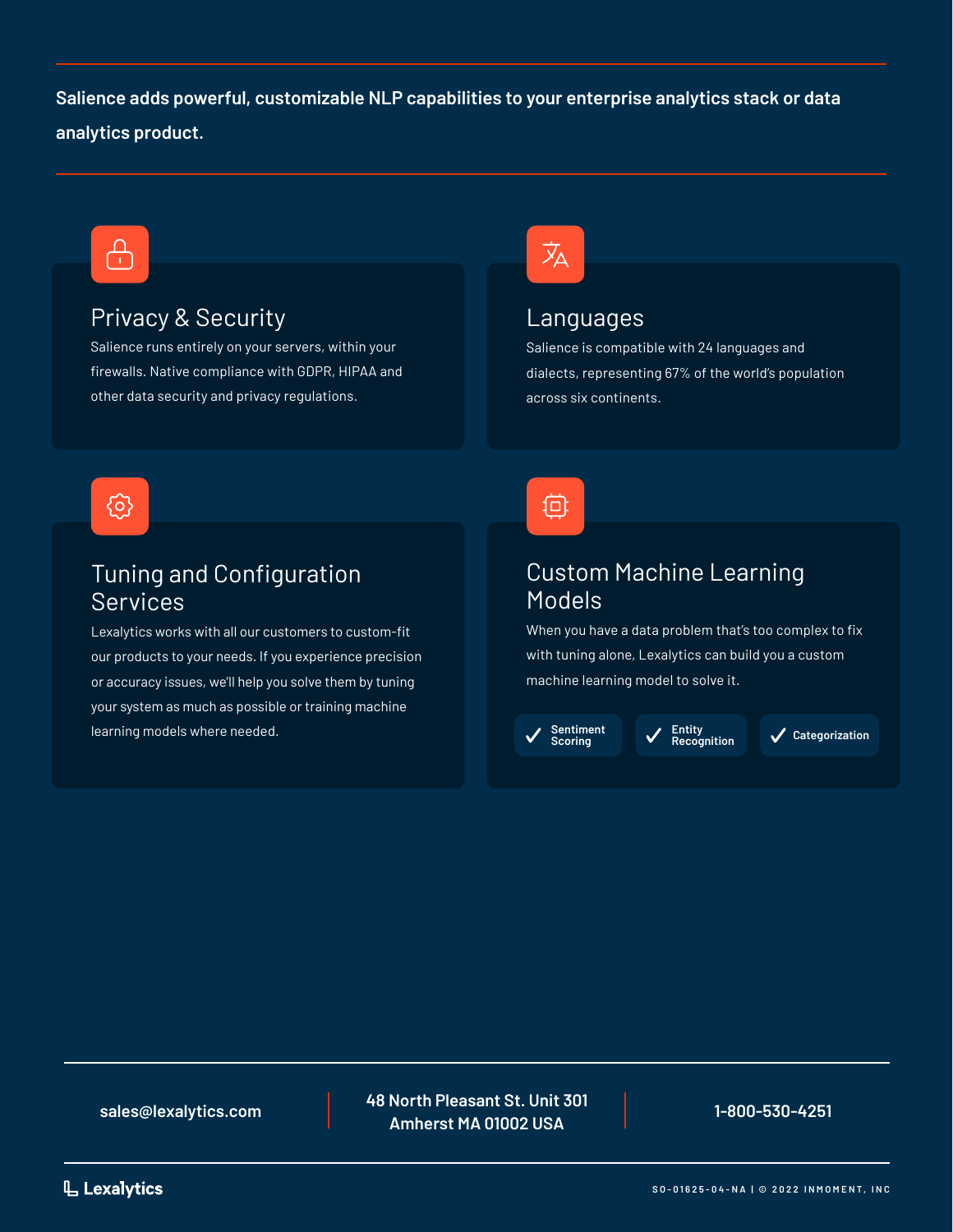**Salience adds powerful, customizable NLP capabilities to your enterprise analytics stack or data analytics product.**

## Privacy & Security

Salience runs entirely on your servers, within your firewalls. Native compliance with GDPR, HIPAA and other data security and privacy regulations.

## Languages

Salience is compatible with 24 languages and dialects, representing 67% of the world's population across six continents.

## Tuning and Configuration Services

Lexalytics works with all our customers to custom-fit our products to your needs. If you experience precision or accuracy issues, we'll help you solve them by tuning your system as much as possible or training machine learning models where needed.

## Custom Machine Learning Models

When you have a data problem that's too complex to fix with tuning alone, Lexalytics can build you a custom machine learning model to solve it.

- ✓ Sentiment Scoring
- ✓ Entity Recognition
- ✓ Categorization

sales@lexalytics.com

48 North Pleasant St. Unit 301
Amherst MA 01002 USA

1-800-530-4251

Lexalytics

SO-01625-04-NA | © 2022 INMOMENT, INC